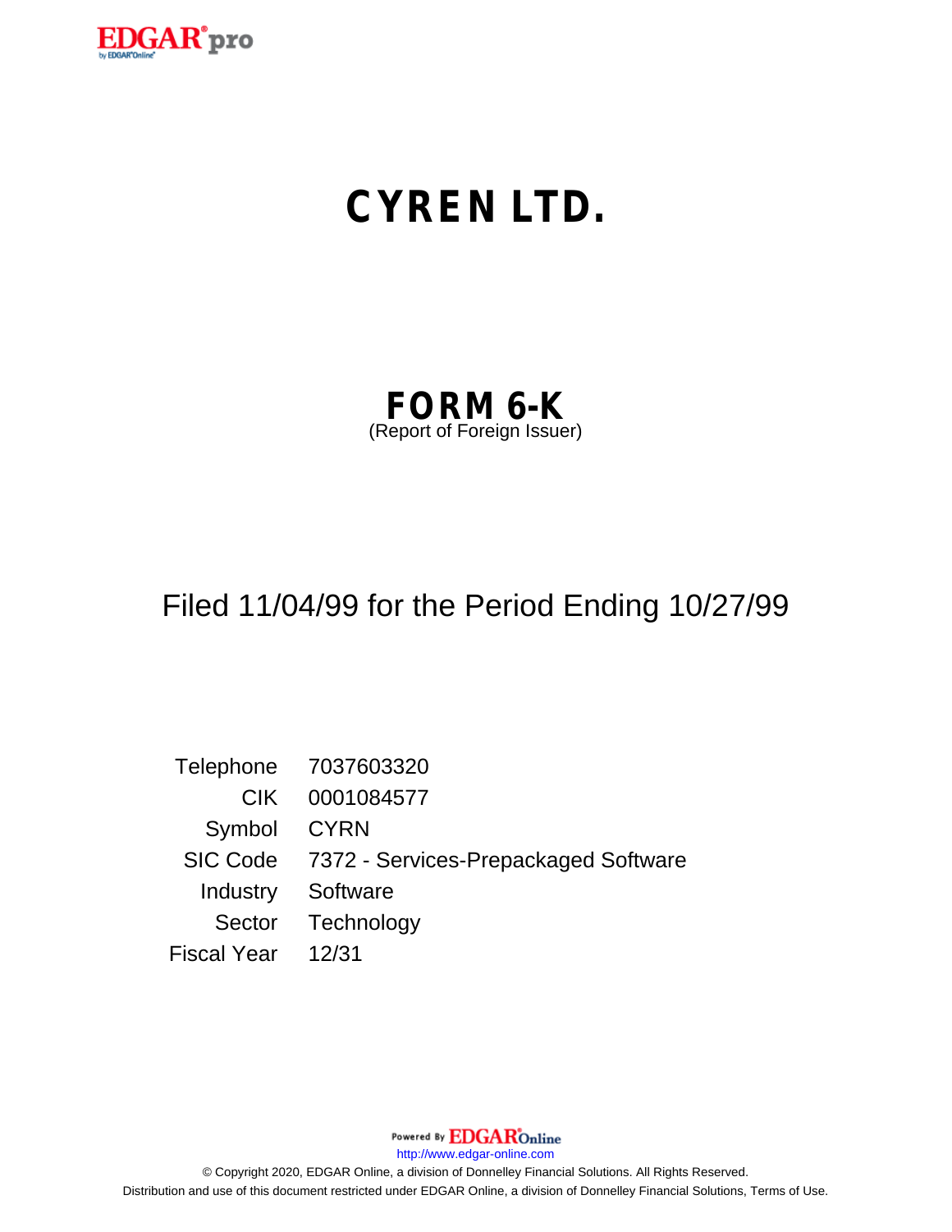EDGAR® pro
by EDGAR® Online

# CYREN LTD.

## FORM 6-K
(Report of Foreign Issuer)

Filed 11/04/99 for the Period Ending 10/27/99

| | |
|---|---|
| Telephone | 7037603320 |
| CIK | 0001084577 |
| Symbol | CYRN |
| SIC Code | 7372 - Services-Prepackaged Software |
| Industry | Software |
| Sector | Technology |
| Fiscal Year | 12/31 |

Powered By EDGAR® Online
http://www.edgar-online.com
© Copyright 2020, EDGAR Online, a division of Donnelley Financial Solutions. All Rights Reserved.
Distribution and use of this document restricted under EDGAR Online, a division of Donnelley Financial Solutions, Terms of Use.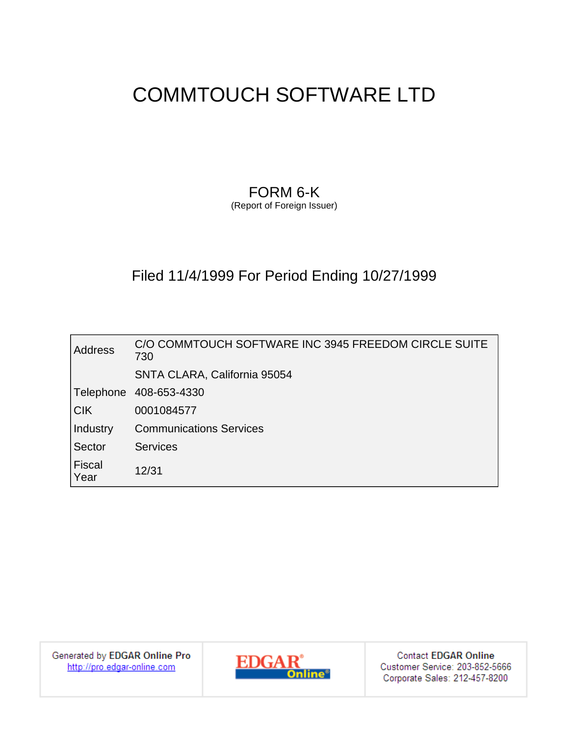# COMMTOUCH SOFTWARE LTD

## FORM 6-K

(Report of Foreign Issuer)

## Filed 11/4/1999 For Period Ending 10/27/1999

| | |
|---|---|
| Address | C/O COMMTOUCH SOFTWARE INC 3945 FREEDOM CIRCLE SUITE 730 |
| | SNTA CLARA, California 95054 |
| Telephone | 408-653-4330 |
| CIK | 0001084577 |
| Industry | Communications Services |
| Sector | Services |
| Fiscal Year | 12/31 |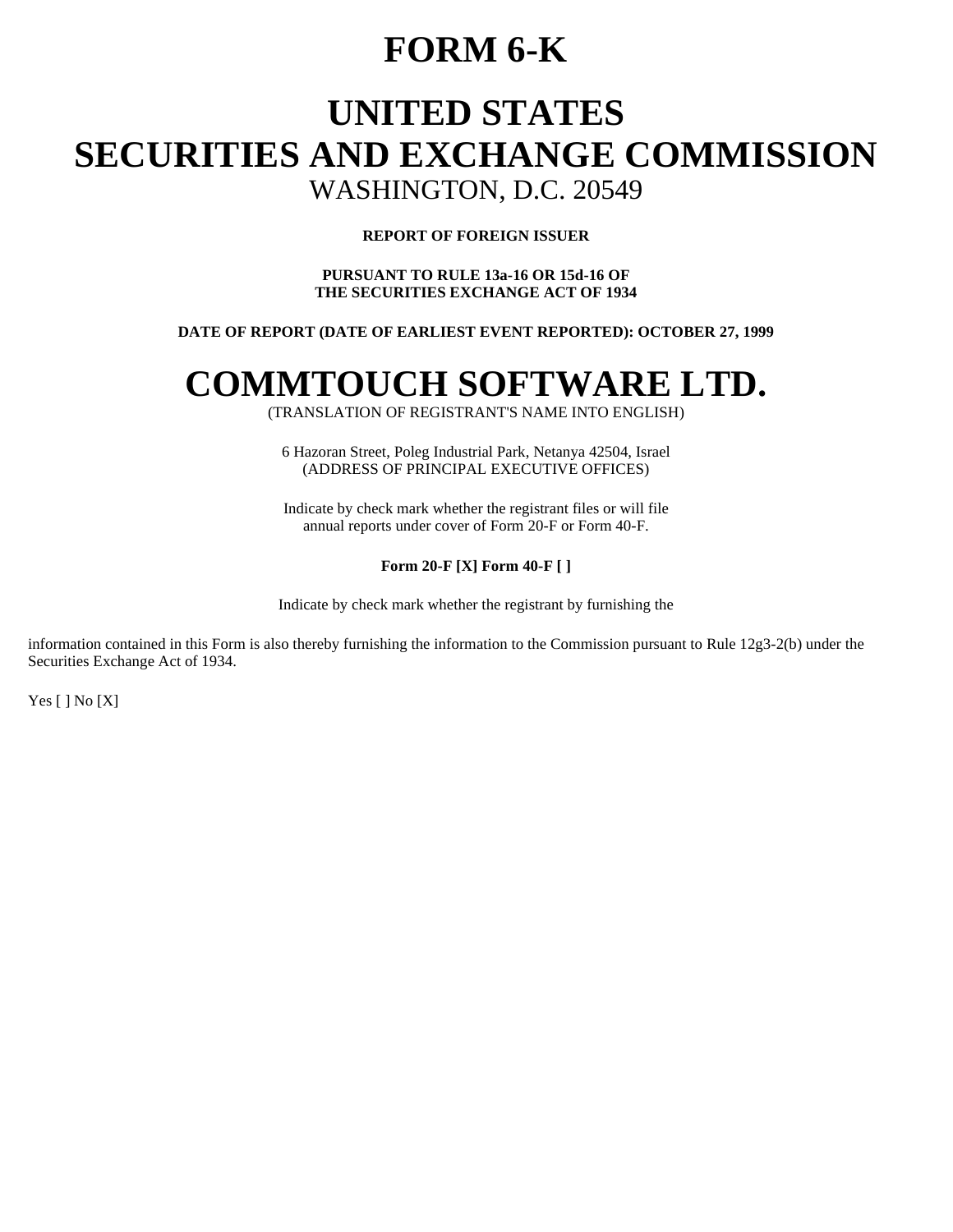# FORM 6-K

# UNITED STATES
# SECURITIES AND EXCHANGE COMMISSION

WASHINGTON, D.C. 20549

**REPORT OF FOREIGN ISSUER**

**PURSUANT TO RULE 13a-16 OR 15d-16 OF
THE SECURITIES EXCHANGE ACT OF 1934**

**DATE OF REPORT (DATE OF EARLIEST EVENT REPORTED): OCTOBER 27, 1999**

# COMMTOUCH SOFTWARE LTD.

(TRANSLATION OF REGISTRANT'S NAME INTO ENGLISH)

6 Hazoran Street, Poleg Industrial Park, Netanya 42504, Israel
(ADDRESS OF PRINCIPAL EXECUTIVE OFFICES)

Indicate by check mark whether the registrant files or will file
annual reports under cover of Form 20-F or Form 40-F.

**Form 20-F [X] Form 40-F [ ]**

Indicate by check mark whether the registrant by furnishing the

information contained in this Form is also thereby furnishing the information to the Commission pursuant to Rule 12g3-2(b) under the Securities Exchange Act of 1934.

Yes [ ] No [X]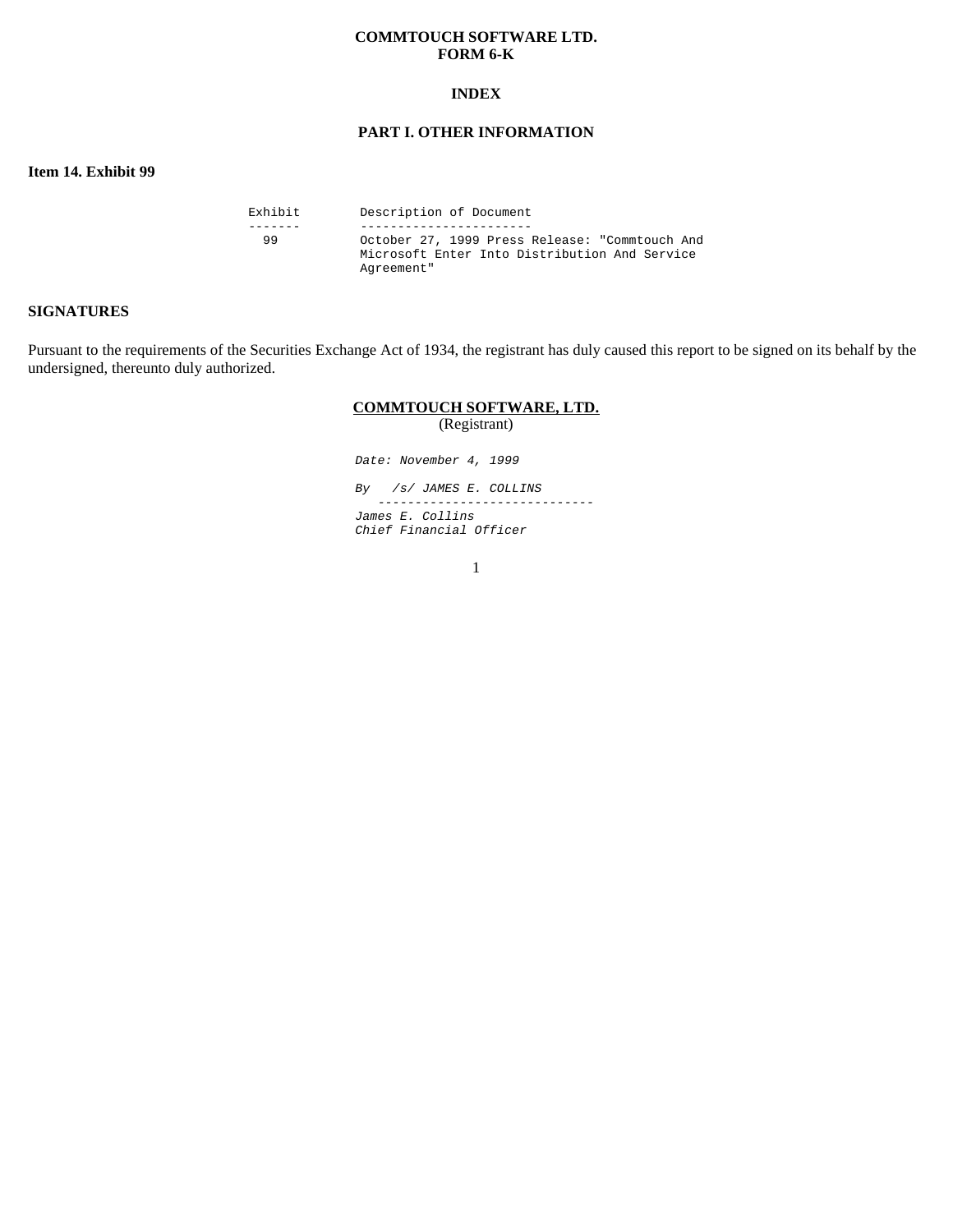**COMMTOUCH SOFTWARE LTD.**
**FORM 6-K**

**INDEX**

**PART I. OTHER INFORMATION**

**Item 14. Exhibit 99**

| Exhibit | Description of Document |
| --- | --- |
| 99 | October 27, 1999 Press Release: "Commtouch And Microsoft Enter Into Distribution And Service Agreement" |

**SIGNATURES**

Pursuant to the requirements of the Securities Exchange Act of 1934, the registrant has duly caused this report to be signed on its behalf by the undersigned, thereunto duly authorized.

**COMMTOUCH SOFTWARE, LTD.**
(Registrant)

*Date: November 4, 1999*

*By /s/ JAMES E. COLLINS*
*James E. Collins*
*Chief Financial Officer*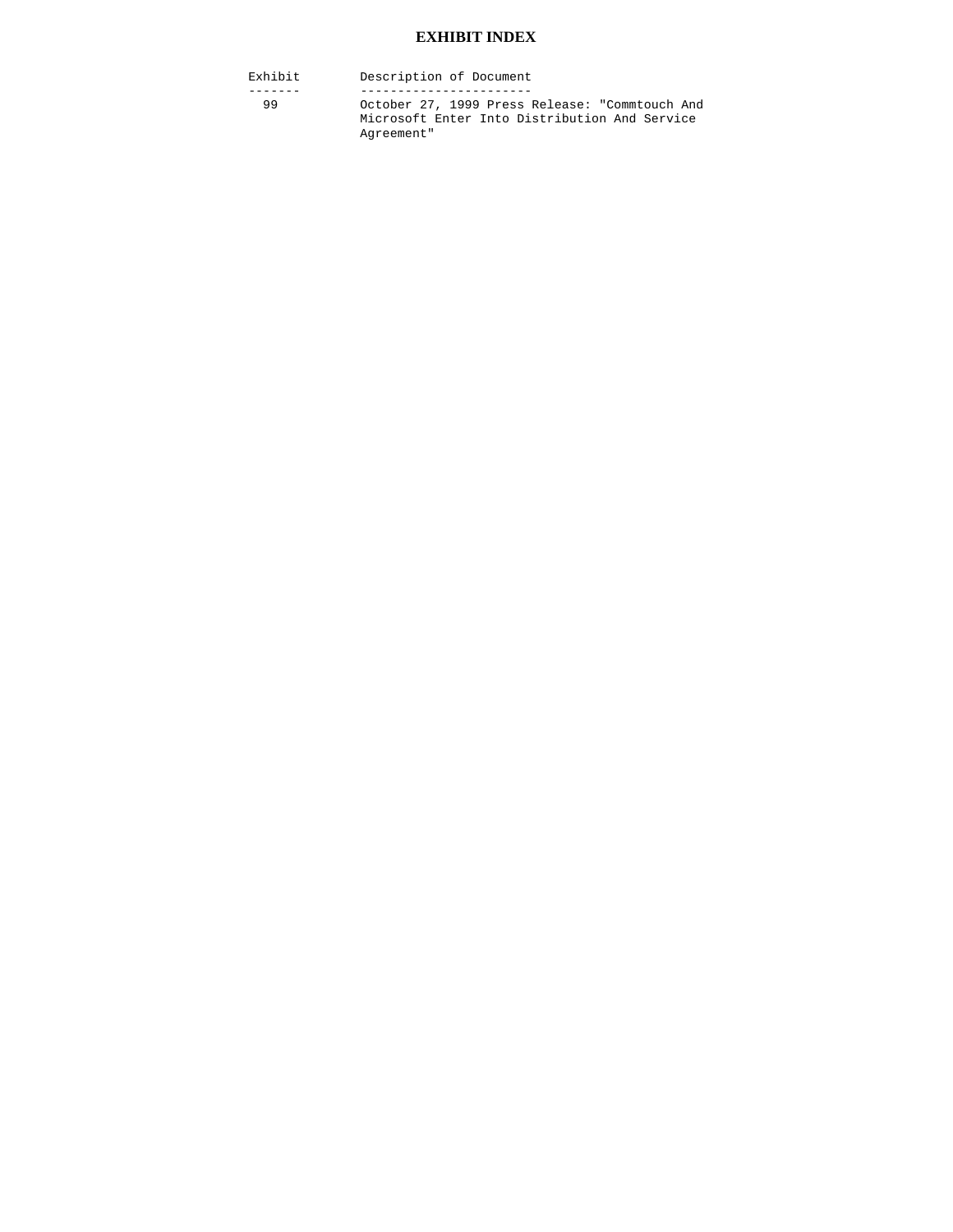# EXHIBIT INDEX

| Exhibit | Description of Document |
| --- | --- |
| 99 | October 27, 1999 Press Release: "Commtouch And Microsoft Enter Into Distribution And Service Agreement" |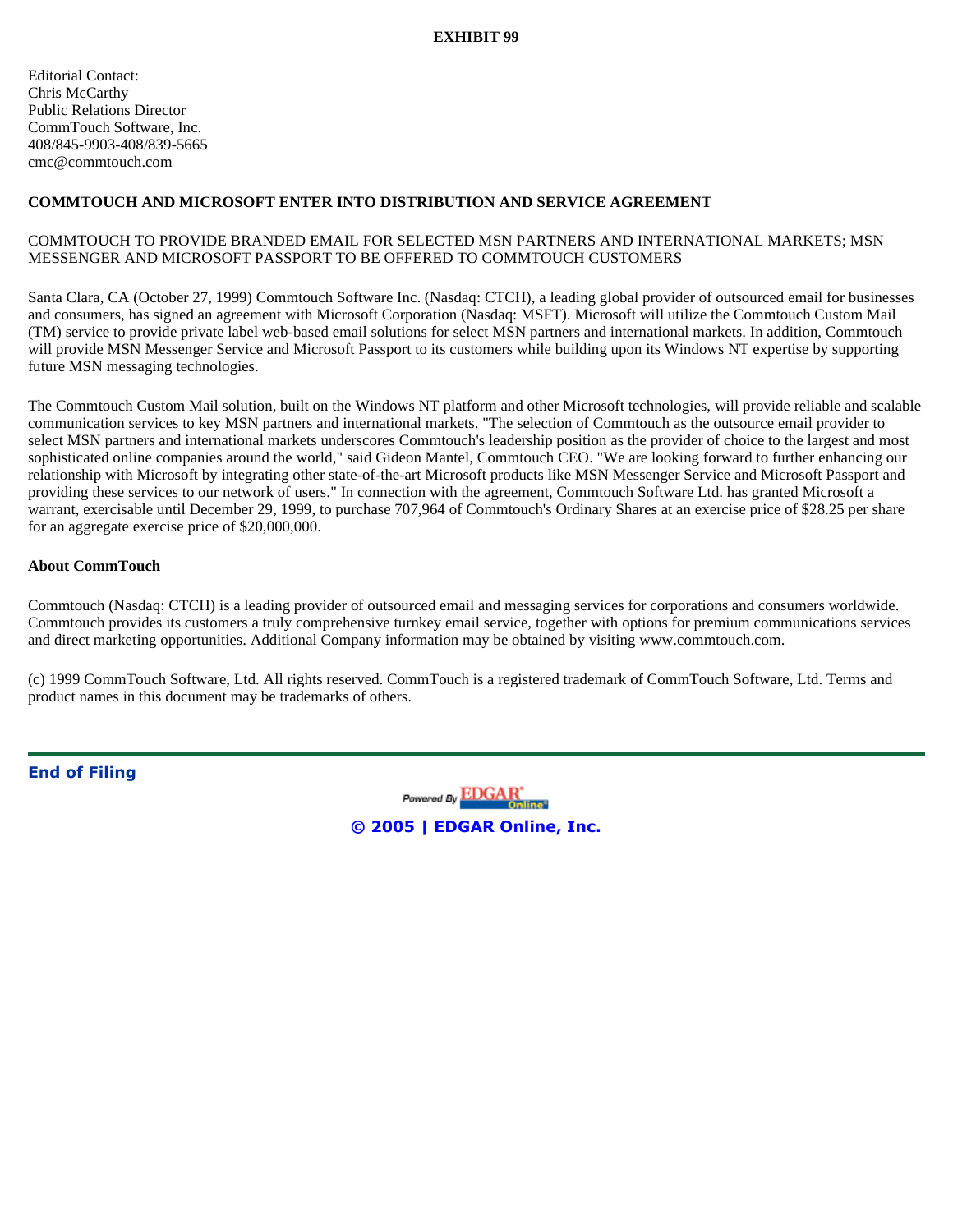**EXHIBIT 99**

Editorial Contact:
Chris McCarthy
Public Relations Director
CommTouch Software, Inc.
408/845-9903-408/839-5665
cmc@commtouch.com

**COMMTOUCH AND MICROSOFT ENTER INTO DISTRIBUTION AND SERVICE AGREEMENT**

COMMTOUCH TO PROVIDE BRANDED EMAIL FOR SELECTED MSN PARTNERS AND INTERNATIONAL MARKETS; MSN MESSENGER AND MICROSOFT PASSPORT TO BE OFFERED TO COMMTOUCH CUSTOMERS

Santa Clara, CA (October 27, 1999) Commtouch Software Inc. (Nasdaq: CTCH), a leading global provider of outsourced email for businesses and consumers, has signed an agreement with Microsoft Corporation (Nasdaq: MSFT). Microsoft will utilize the Commtouch Custom Mail (TM) service to provide private label web-based email solutions for select MSN partners and international markets. In addition, Commtouch will provide MSN Messenger Service and Microsoft Passport to its customers while building upon its Windows NT expertise by supporting future MSN messaging technologies.

The Commtouch Custom Mail solution, built on the Windows NT platform and other Microsoft technologies, will provide reliable and scalable communication services to key MSN partners and international markets. "The selection of Commtouch as the outsource email provider to select MSN partners and international markets underscores Commtouch's leadership position as the provider of choice to the largest and most sophisticated online companies around the world," said Gideon Mantel, Commtouch CEO. "We are looking forward to further enhancing our relationship with Microsoft by integrating other state-of-the-art Microsoft products like MSN Messenger Service and Microsoft Passport and providing these services to our network of users." In connection with the agreement, Commtouch Software Ltd. has granted Microsoft a warrant, exercisable until December 29, 1999, to purchase 707,964 of Commtouch's Ordinary Shares at an exercise price of $28.25 per share for an aggregate exercise price of $20,000,000.

**About CommTouch**

Commtouch (Nasdaq: CTCH) is a leading provider of outsourced email and messaging services for corporations and consumers worldwide. Commtouch provides its customers a truly comprehensive turnkey email service, together with options for premium communications services and direct marketing opportunities. Additional Company information may be obtained by visiting www.commtouch.com.

(c) 1999 CommTouch Software, Ltd. All rights reserved. CommTouch is a registered trademark of CommTouch Software, Ltd. Terms and product names in this document may be trademarks of others.